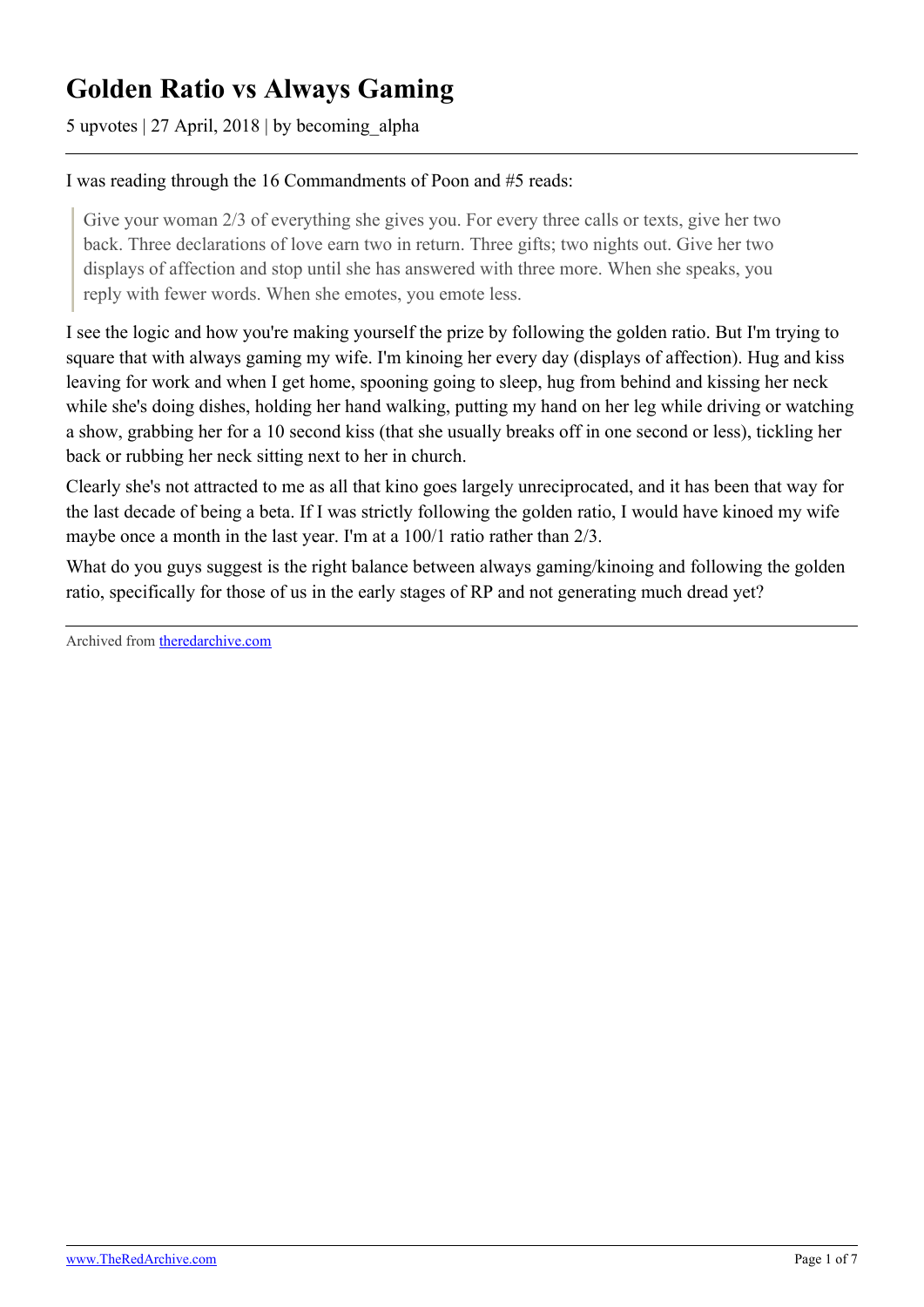# Golden Ratio vs Always Gaming

5 upvotes | 27 April, 2018 | by becoming_alpha

---

I was reading through the 16 Commandments of Poon and #5 reads:

> Give your woman 2/3 of everything she gives you. For every three calls or texts, give her two back. Three declarations of love earn two in return. Three gifts; two nights out. Give her two displays of affection and stop until she has answered with three more. When she speaks, you reply with fewer words. When she emotes, you emote less.

I see the logic and how you're making yourself the prize by following the golden ratio. But I'm trying to square that with always gaming my wife. I'm kinoing her every day (displays of affection). Hug and kiss leaving for work and when I get home, spooning going to sleep, hug from behind and kissing her neck while she's doing dishes, holding her hand walking, putting my hand on her leg while driving or watching a show, grabbing her for a 10 second kiss (that she usually breaks off in one second or less), tickling her back or rubbing her neck sitting next to her in church.

Clearly she's not attracted to me as all that kino goes largely unreciprocated, and it has been that way for the last decade of being a beta. If I was strictly following the golden ratio, I would have kinoed my wife maybe once a month in the last year. I'm at a 100/1 ratio rather than 2/3.

What do you guys suggest is the right balance between always gaming/kinoing and following the golden ratio, specifically for those of us in the early stages of RP and not generating much dread yet?

---

Archived from theredarchive.com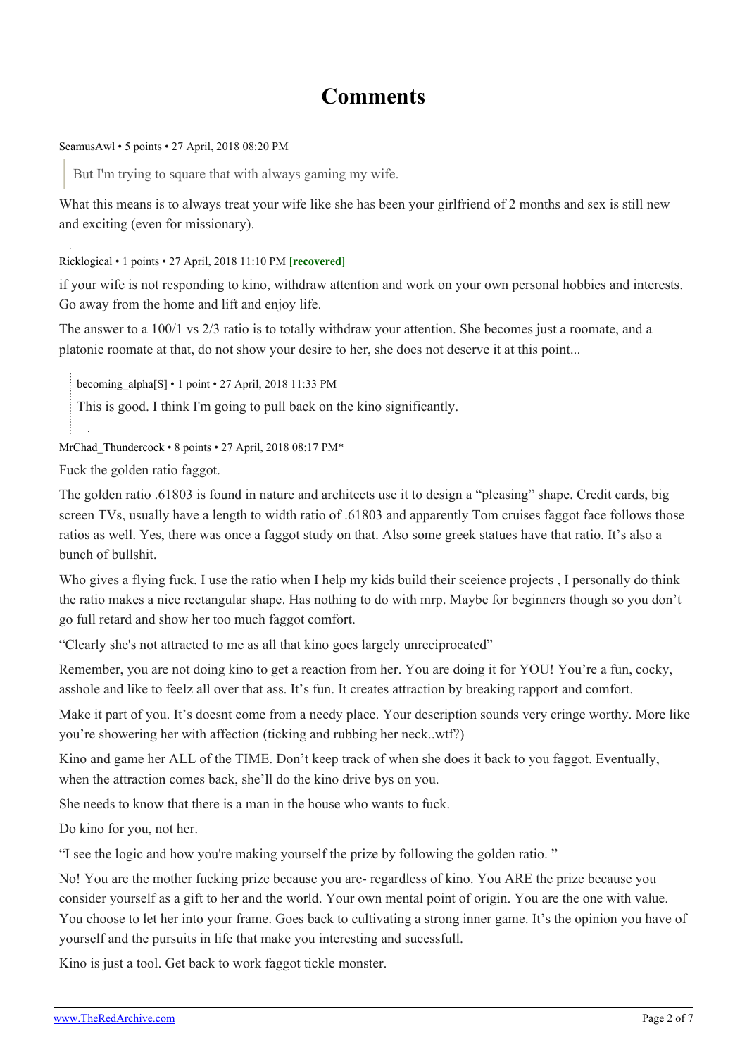## Comments

SeamusAwl • 5 points • 27 April, 2018 08:20 PM

> But I'm trying to square that with always gaming my wife.

What this means is to always treat your wife like she has been your girlfriend of 2 months and sex is still new and exciting (even for missionary).

Ricklogical • 1 points • 27 April, 2018 11:10 PM **[recovered]**

if your wife is not responding to kino, withdraw attention and work on your own personal hobbies and interests. Go away from the home and lift and enjoy life.

The answer to a 100/1 vs 2/3 ratio is to totally withdraw your attention. She becomes just a roomate, and a platonic roomate at that, do not show your desire to her, she does not deserve it at this point...

> becoming_alpha[S] • 1 point • 27 April, 2018 11:33 PM
>
> This is good. I think I'm going to pull back on the kino significantly.

MrChad_Thundercock • 8 points • 27 April, 2018 08:17 PM*

Fuck the golden ratio faggot.

The golden ratio .61803 is found in nature and architects use it to design a “pleasing” shape. Credit cards, big screen TVs, usually have a length to width ratio of .61803 and apparently Tom cruises faggot face follows those ratios as well. Yes, there was once a faggot study on that. Also some greek statues have that ratio. It’s also a bunch of bullshit.

Who gives a flying fuck. I use the ratio when I help my kids build their sceience projects , I personally do think the ratio makes a nice rectangular shape. Has nothing to do with mrp. Maybe for beginners though so you don’t go full retard and show her too much faggot comfort.

“Clearly she's not attracted to me as all that kino goes largely unreciprocated”

Remember, you are not doing kino to get a reaction from her. You are doing it for YOU! You’re a fun, cocky, asshole and like to feelz all over that ass. It’s fun. It creates attraction by breaking rapport and comfort.

Make it part of you. It’s doesnt come from a needy place. Your description sounds very cringe worthy. More like you’re showering her with affection (ticking and rubbing her neck..wtf?)

Kino and game her ALL of the TIME. Don’t keep track of when she does it back to you faggot. Eventually, when the attraction comes back, she’ll do the kino drive bys on you.

She needs to know that there is a man in the house who wants to fuck.

Do kino for you, not her.

“I see the logic and how you're making yourself the prize by following the golden ratio. ”

No! You are the mother fucking prize because you are- regardless of kino. You ARE the prize because you consider yourself as a gift to her and the world. Your own mental point of origin. You are the one with value. You choose to let her into your frame. Goes back to cultivating a strong inner game. It’s the opinion you have of yourself and the pursuits in life that make you interesting and sucessfull.

Kino is just a tool. Get back to work faggot tickle monster.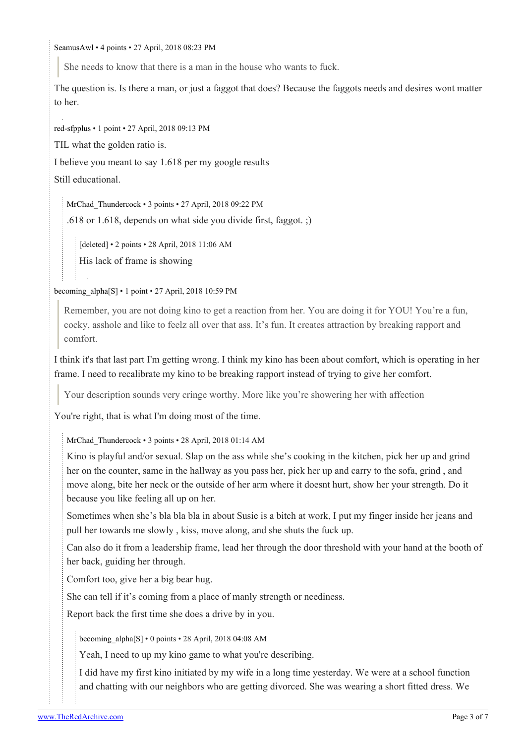SeamusAwl • 4 points • 27 April, 2018 08:23 PM

> She needs to know that there is a man in the house who wants to fuck.

The question is. Is there a man, or just a faggot that does? Because the faggots needs and desires wont matter to her.

red-sfpplus • 1 point • 27 April, 2018 09:13 PM

TIL what the golden ratio is.

I believe you meant to say 1.618 per my google results

Still educational.

> MrChad_Thundercock • 3 points • 27 April, 2018 09:22 PM
>
> .618 or 1.618, depends on what side you divide first, faggot. ;)
>
> > [deleted] • 2 points • 28 April, 2018 11:06 AM
> >
> > His lack of frame is showing

becoming_alpha[S] • 1 point • 27 April, 2018 10:59 PM

> Remember, you are not doing kino to get a reaction from her. You are doing it for YOU! You're a fun, cocky, asshole and like to feelz all over that ass. It's fun. It creates attraction by breaking rapport and comfort.

I think it's that last part I'm getting wrong. I think my kino has been about comfort, which is operating in her frame. I need to recalibrate my kino to be breaking rapport instead of trying to give her comfort.

> Your description sounds very cringe worthy. More like you're showering her with affection

You're right, that is what I'm doing most of the time.

> MrChad_Thundercock • 3 points • 28 April, 2018 01:14 AM
>
> Kino is playful and/or sexual. Slap on the ass while she's cooking in the kitchen, pick her up and grind her on the counter, same in the hallway as you pass her, pick her up and carry to the sofa, grind , and move along, bite her neck or the outside of her arm where it doesnt hurt, show her your strength. Do it because you like feeling all up on her.
>
> Sometimes when she's bla bla bla in about Susie is a bitch at work, I put my finger inside her jeans and pull her towards me slowly , kiss, move along, and she shuts the fuck up.
>
> Can also do it from a leadership frame, lead her through the door threshold with your hand at the booth of her back, guiding her through.
>
> Comfort too, give her a big bear hug.
>
> She can tell if it's coming from a place of manly strength or neediness.
>
> Report back the first time she does a drive by in you.
>
> > becoming_alpha[S] • 0 points • 28 April, 2018 04:08 AM
> >
> > Yeah, I need to up my kino game to what you're describing.
> >
> > I did have my first kino initiated by my wife in a long time yesterday. We were at a school function and chatting with our neighbors who are getting divorced. She was wearing a short fitted dress. We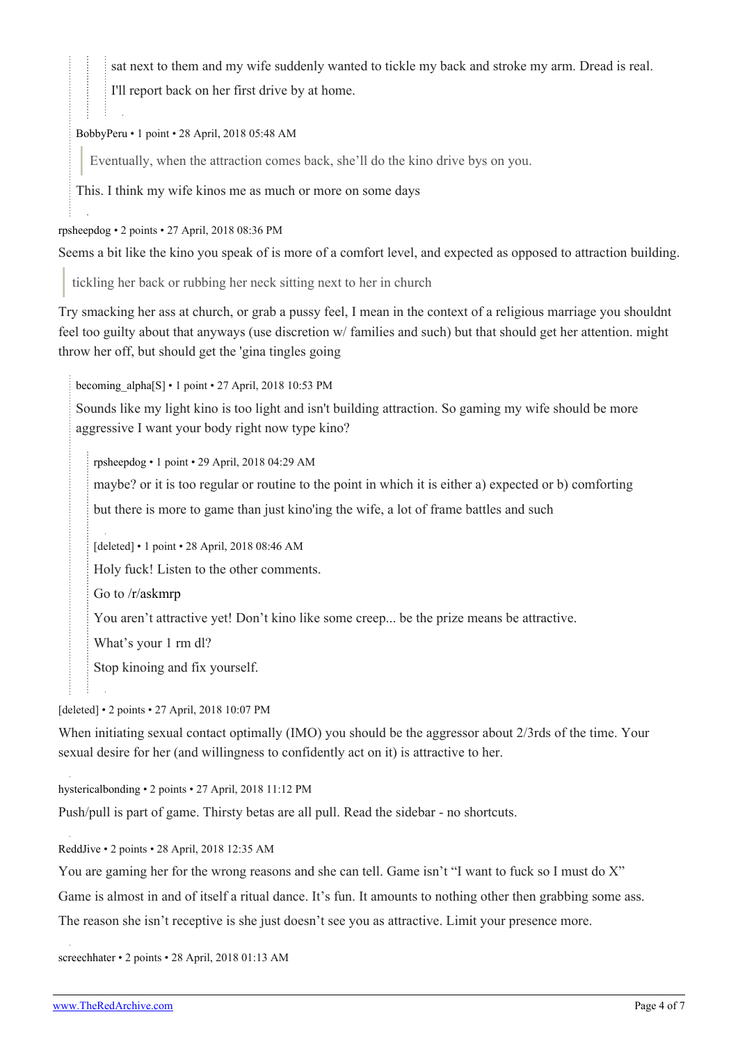sat next to them and my wife suddenly wanted to tickle my back and stroke my arm. Dread is real.

I'll report back on her first drive by at home.

BobbyPeru • 1 point • 28 April, 2018 05:48 AM

> Eventually, when the attraction comes back, she'll do the kino drive bys on you.

This. I think my wife kinos me as much or more on some days

rpsheepdog • 2 points • 27 April, 2018 08:36 PM

Seems a bit like the kino you speak of is more of a comfort level, and expected as opposed to attraction building.

> tickling her back or rubbing her neck sitting next to her in church

Try smacking her ass at church, or grab a pussy feel, I mean in the context of a religious marriage you shouldnt feel too guilty about that anyways (use discretion w/ families and such) but that should get her attention. might throw her off, but should get the 'gina tingles going

becoming_alpha[S] • 1 point • 27 April, 2018 10:53 PM

Sounds like my light kino is too light and isn't building attraction. So gaming my wife should be more aggressive I want your body right now type kino?

rpsheepdog • 1 point • 29 April, 2018 04:29 AM

maybe? or it is too regular or routine to the point in which it is either a) expected or b) comforting

but there is more to game than just kino'ing the wife, a lot of frame battles and such

[deleted] • 1 point • 28 April, 2018 08:46 AM

Holy fuck! Listen to the other comments.

Go to /r/askmrp

You aren't attractive yet! Don't kino like some creep... be the prize means be attractive.

What's your 1 rm dl?

Stop kinoing and fix yourself.

[deleted] • 2 points • 27 April, 2018 10:07 PM

When initiating sexual contact optimally (IMO) you should be the aggressor about 2/3rds of the time. Your sexual desire for her (and willingness to confidently act on it) is attractive to her.

hystericalbonding • 2 points • 27 April, 2018 11:12 PM

Push/pull is part of game. Thirsty betas are all pull. Read the sidebar - no shortcuts.

ReddJive • 2 points • 28 April, 2018 12:35 AM

You are gaming her for the wrong reasons and she can tell. Game isn't "I want to fuck so I must do X"

Game is almost in and of itself a ritual dance. It's fun. It amounts to nothing other then grabbing some ass.

The reason she isn't receptive is she just doesn't see you as attractive. Limit your presence more.

screechhater • 2 points • 28 April, 2018 01:13 AM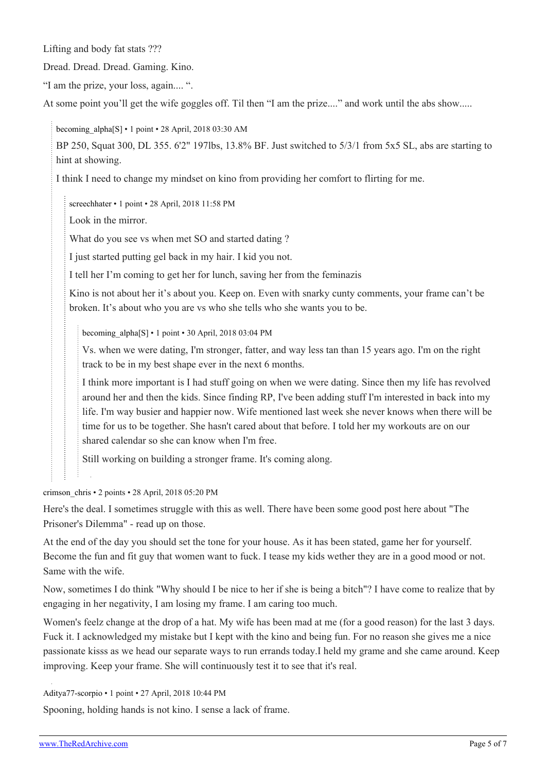Lifting and body fat stats ???

Dread. Dread. Dread. Gaming. Kino.

"I am the prize, your loss, again.... ".

At some point you'll get the wife goggles off. Til then "I am the prize...." and work until the abs show.....

> becoming_alpha[S] • 1 point • 28 April, 2018 03:30 AM
>
> BP 250, Squat 300, DL 355. 6'2" 197lbs, 13.8% BF. Just switched to 5/3/1 from 5x5 SL, abs are starting to hint at showing.
>
> I think I need to change my mindset on kino from providing her comfort to flirting for me.
>
> > screechhater • 1 point • 28 April, 2018 11:58 PM
> >
> > Look in the mirror.
> >
> > What do you see vs when met SO and started dating ?
> >
> > I just started putting gel back in my hair. I kid you not.
> >
> > I tell her I'm coming to get her for lunch, saving her from the feminazis
> >
> > Kino is not about her it's about you. Keep on. Even with snarky cunty comments, your frame can't be broken. It's about who you are vs who she tells who she wants you to be.
> >
> > > becoming_alpha[S] • 1 point • 30 April, 2018 03:04 PM
> > >
> > > Vs. when we were dating, I'm stronger, fatter, and way less tan than 15 years ago. I'm on the right track to be in my best shape ever in the next 6 months.
> > >
> > > I think more important is I had stuff going on when we were dating. Since then my life has revolved around her and then the kids. Since finding RP, I've been adding stuff I'm interested in back into my life. I'm way busier and happier now. Wife mentioned last week she never knows when there will be time for us to be together. She hasn't cared about that before. I told her my workouts are on our shared calendar so she can know when I'm free.
> > >
> > > Still working on building a stronger frame. It's coming along.

crimson_chris • 2 points • 28 April, 2018 05:20 PM

Here's the deal. I sometimes struggle with this as well. There have been some good post here about "The Prisoner's Dilemma" - read up on those.

At the end of the day you should set the tone for your house. As it has been stated, game her for yourself. Become the fun and fit guy that women want to fuck. I tease my kids wether they are in a good mood or not. Same with the wife.

Now, sometimes I do think "Why should I be nice to her if she is being a bitch"? I have come to realize that by engaging in her negativity, I am losing my frame. I am caring too much.

Women's feelz change at the drop of a hat. My wife has been mad at me (for a good reason) for the last 3 days. Fuck it. I acknowledged my mistake but I kept with the kino and being fun. For no reason she gives me a nice passionate kisss as we head our separate ways to run errands today.I held my grame and she came around. Keep improving. Keep your frame. She will continuously test it to see that it's real.

Aditya77-scorpio • 1 point • 27 April, 2018 10:44 PM

Spooning, holding hands is not kino. I sense a lack of frame.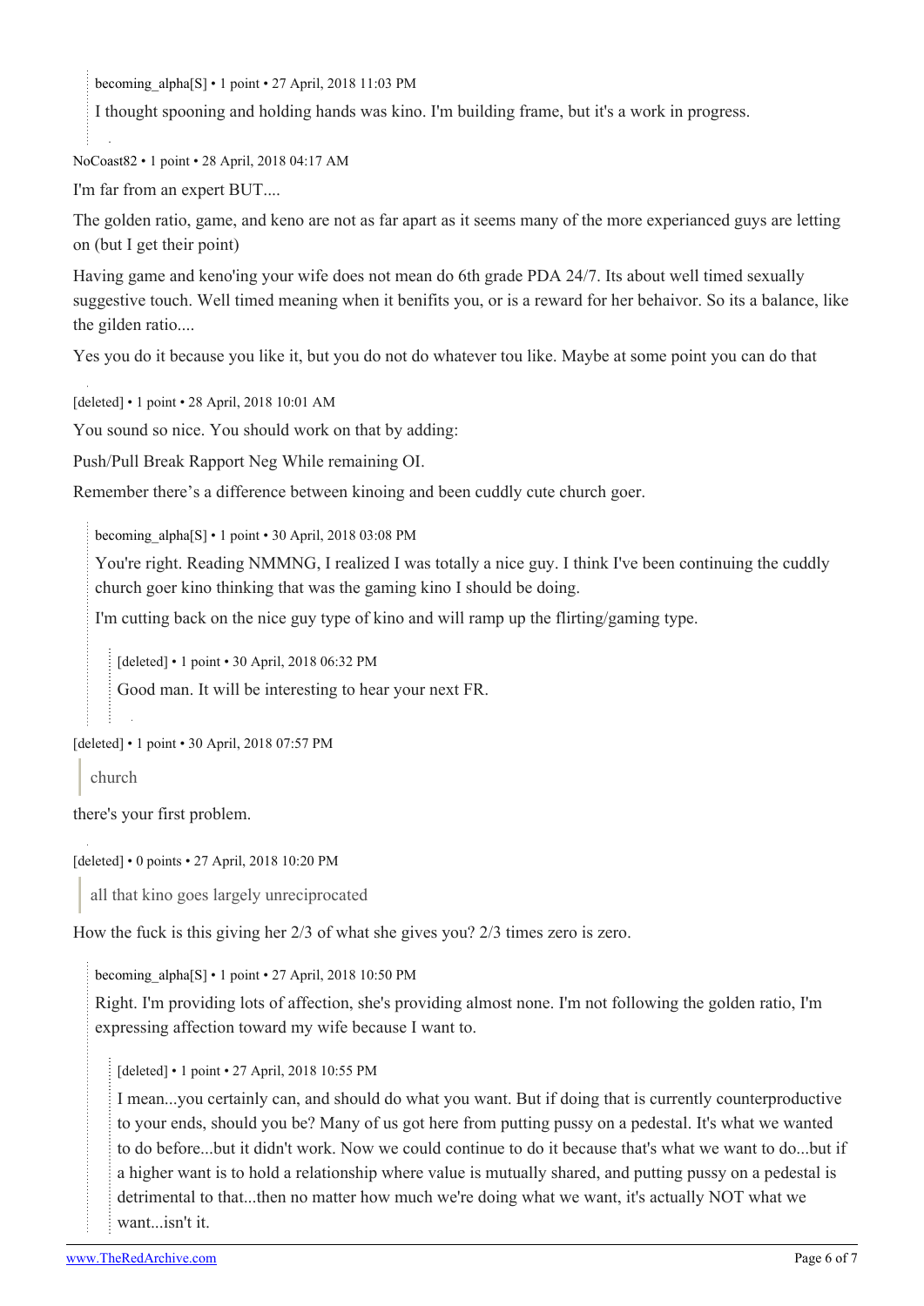becoming_alpha[S] • 1 point • 27 April, 2018 11:03 PM

I thought spooning and holding hands was kino. I'm building frame, but it's a work in progress.

NoCoast82 • 1 point • 28 April, 2018 04:17 AM

I'm far from an expert BUT....

The golden ratio, game, and keno are not as far apart as it seems many of the more experianced guys are letting on (but I get their point)

Having game and keno'ing your wife does not mean do 6th grade PDA 24/7. Its about well timed sexually suggestive touch. Well timed meaning when it benifits you, or is a reward for her behaivor. So its a balance, like the gilden ratio....

Yes you do it because you like it, but you do not do whatever tou like. Maybe at some point you can do that

[deleted] • 1 point • 28 April, 2018 10:01 AM

You sound so nice. You should work on that by adding:

Push/Pull Break Rapport Neg While remaining OI.

Remember there's a difference between kinoing and been cuddly cute church goer.

becoming_alpha[S] • 1 point • 30 April, 2018 03:08 PM

You're right. Reading NMMNG, I realized I was totally a nice guy. I think I've been continuing the cuddly church goer kino thinking that was the gaming kino I should be doing.

I'm cutting back on the nice guy type of kino and will ramp up the flirting/gaming type.

[deleted] • 1 point • 30 April, 2018 06:32 PM

Good man. It will be interesting to hear your next FR.

[deleted] • 1 point • 30 April, 2018 07:57 PM

> church

there's your first problem.

[deleted] • 0 points • 27 April, 2018 10:20 PM

> all that kino goes largely unreciprocated

How the fuck is this giving her 2/3 of what she gives you? 2/3 times zero is zero.

becoming_alpha[S] • 1 point • 27 April, 2018 10:50 PM

Right. I'm providing lots of affection, she's providing almost none. I'm not following the golden ratio, I'm expressing affection toward my wife because I want to.

[deleted] • 1 point • 27 April, 2018 10:55 PM

I mean...you certainly can, and should do what you want. But if doing that is currently counterproductive to your ends, should you be? Many of us got here from putting pussy on a pedestal. It's what we wanted to do before...but it didn't work. Now we could continue to do it because that's what we want to do...but if a higher want is to hold a relationship where value is mutually shared, and putting pussy on a pedestal is detrimental to that...then no matter how much we're doing what we want, it's actually NOT what we want...isn't it.